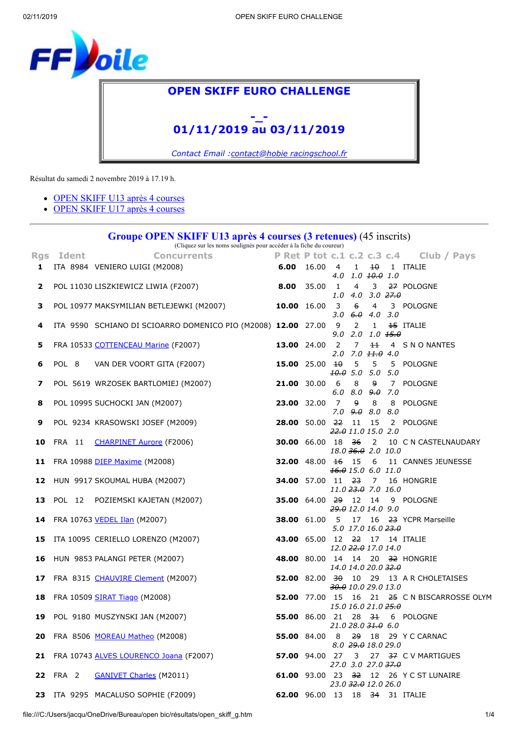# OPEN SKIFF EURO CHALLENGE

**-_-**

**01/11/2019 au 03/11/2019**

*Contact Email :contact@hobie racingschool.fr*

Résultat du samedi 2 novembre 2019 à 17.19 h.

- OPEN SKIFF U13 après 4 courses
- OPEN SKIFF U17 après 4 courses

## Groupe OPEN SKIFF U13 après 4 courses (3 retenues) (45 inscrits)

(Cliquez sur les noms soulignés pour accéder à la fiche du coureur)

| Rgs | Ident | Concurrents | P Ret | P tot | c.1 | c.2 | c.3 | c.4 | Club / Pays |
|---|---|---|---|---|---|---|---|---|---|
| 1 | ITA 8984 | VENIERO LUIGI (M2008) | **6.00** | 16.00 | 4 *4.0* | 1 *1.0* | ~~10~~ *~~10.0~~* | 1 *1.0* | ITALIE |
| 2 | POL 11030 | LISZKIEWICZ LIWIA (F2007) | **8.00** | 35.00 | 1 *1.0* | 4 *4.0* | 3 *3.0* | ~~27~~ *~~27.0~~* | POLOGNE |
| 3 | POL 10977 | MAKSYMILIAN BETLEJEWKI (M2007) | **10.00** | 16.00 | 3 *3.0* | ~~6~~ *~~6.0~~* | 4 *4.0* | 3 *3.0* | POLOGNE |
| 4 | ITA 9590 | SCHIANO DI SCIOARRO DOMENICO PIO (M2008) | **12.00** | 27.00 | 9 *9.0* | 2 *2.0* | 1 *1.0* | ~~15~~ *~~15.0~~* | ITALIE |
| 5 | FRA 10533 | COTTENCEAU Marine (F2007) | **13.00** | 24.00 | 2 *2.0* | 7 *7.0* | ~~11~~ *~~11.0~~* | 4 *4.0* | S N O NANTES |
| 6 | POL 8 | VAN DER VOORT GITA (F2007) | **15.00** | 25.00 | ~~10~~ *~~10.0~~* | 5 *5.0* | 5 *5.0* | 5 *5.0* | POLOGNE |
| 7 | POL 5619 | WRZOSEK BARTLOMIEJ (M2007) | **21.00** | 30.00 | 6 *6.0* | 8 *8.0* | ~~9~~ *~~9.0~~* | 7 *7.0* | POLOGNE |
| 8 | POL 10995 | SUCHOCKI JAN (M2007) | **23.00** | 32.00 | 7 *7.0* | ~~9~~ *~~9.0~~* | 8 *8.0* | 8 *8.0* | POLOGNE |
| 9 | POL 9234 | KRASOWSKI JOSEF (M2009) | **28.00** | 50.00 | ~~22~~ *~~22.0~~* | 11 *11.0* | 15 *15.0* | 2 *2.0* | POLOGNE |
| 10 | FRA 11 | CHARPINET Aurore (F2006) | **30.00** | 66.00 | 18 *18.0* | ~~36~~ *~~36.0~~* | 2 *2.0* | 10 *10.0* | C N CASTELNAUDARY |
| 11 | FRA 10988 | DIEP Maxime (M2008) | **32.00** | 48.00 | ~~16~~ *~~16.0~~* | 15 *15.0* | 6 *6.0* | 11 *11.0* | CANNES JEUNESSE |
| 12 | HUN 9917 | SKOUMAL HUBA (M2007) | **34.00** | 57.00 | 11 *11.0* | ~~23~~ *~~23.0~~* | 7 *7.0* | 16 *16.0* | HONGRIE |
| 13 | POL 12 | POZIEMSKI KAJETAN (M2007) | **35.00** | 64.00 | ~~29~~ *~~29.0~~* | 12 *12.0* | 14 *14.0* | 9 *9.0* | POLOGNE |
| 14 | FRA 10763 | VEDEL Ilan (M2007) | **38.00** | 61.00 | 5 *5.0* | 17 *17.0* | 16 *16.0* | ~~23~~ *~~23.0~~* | YCPR Marseille |
| 15 | ITA 10095 | CERIELLO LORENZO (M2007) | **43.00** | 65.00 | 12 *12.0* | ~~22~~ *~~22.0~~* | 17 *17.0* | 14 *14.0* | ITALIE |
| 16 | HUN 9853 | PALANGI PETER (M2007) | **48.00** | 80.00 | 14 *14.0* | 14 *14.0* | 20 *20.0* | ~~32~~ *~~32.0~~* | HONGRIE |
| 17 | FRA 8315 | CHAUVIRE Clement (M2007) | **52.00** | 82.00 | ~~30~~ *~~30.0~~* | 10 *10.0* | 29 *29.0* | 13 *13.0* | A R CHOLETAISES |
| 18 | FRA 10509 | SIRAT Tiago (M2008) | **52.00** | 77.00 | 15 *15.0* | 16 *16.0* | 21 *21.0* | ~~25~~ *~~25.0~~* | C N BISCARROSSE OLYM |
| 19 | POL 9180 | MUSZYNSKI JAN (M2007) | **55.00** | 86.00 | 21 *21.0* | 28 *28.0* | ~~31~~ *~~31.0~~* | 6 *6.0* | POLOGNE |
| 20 | FRA 8506 | MOREAU Matheo (M2008) | **55.00** | 84.00 | 8 *8.0* | ~~29~~ *~~29.0~~* | 18 *18.0* | 29 *29.0* | Y C CARNAC |
| 21 | FRA 10743 | ALVES LOURENCO Joana (F2007) | **57.00** | 94.00 | 27 *27.0* | 3 *3.0* | 27 *27.0* | ~~37~~ *~~37.0~~* | C V MARTIGUES |
| 22 | FRA 2 | GANIVET Charles (M2011) | **61.00** | 93.00 | 23 *23.0* | ~~32~~ *~~32.0~~* | 12 *12.0* | 26 *26.0* | Y C ST LUNAIRE |
| 23 | ITA 9295 | MACALUSO SOPHIE (F2009) | **62.00** | 96.00 | 13 | 18 | ~~34~~ | 31 | ITALIE |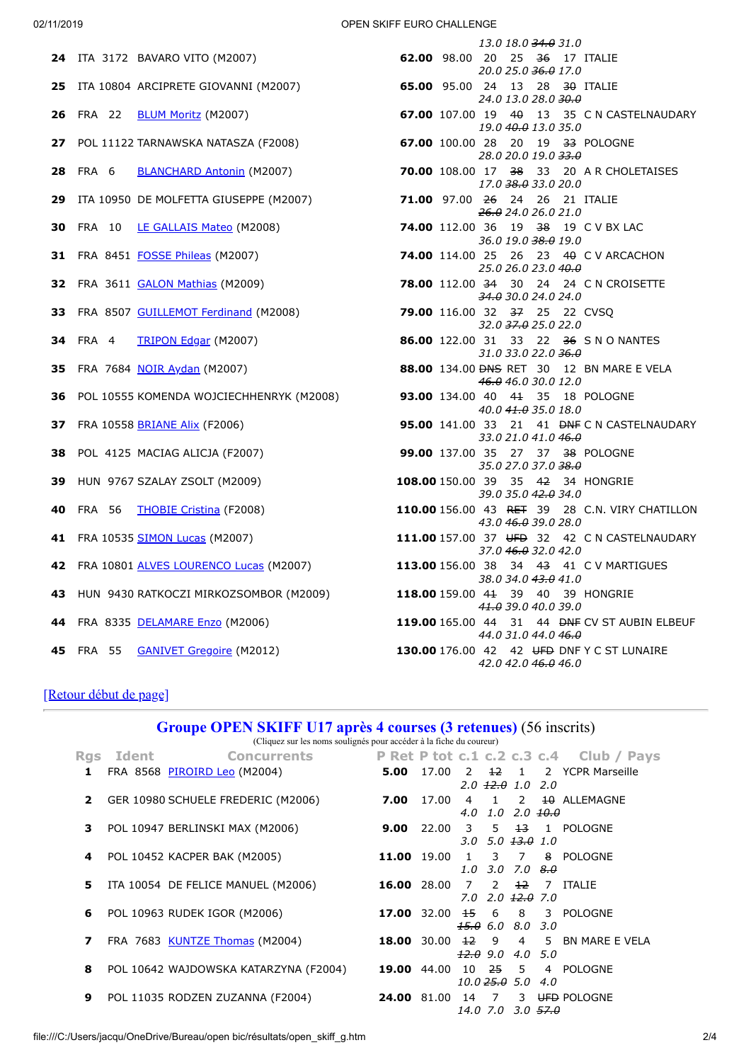| Rgs | Ident | Concurrents | P Ret | P tot | c.1 | c.2 | c.3 | c.4 | Club / Pays |
|---|---|---|---|---|---|---|---|---|---|
| | | | | | *13.0* | *18.0* | *~~34.0~~* | *31.0* | |
| **24** | ITA 3172 | BAVARO VITO (M2007) | **62.00** | 98.00 | 20 | 25 | ~~36~~ | 17 | ITALIE |
| | | | | | *20.0* | *25.0* | *~~36.0~~* | *17.0* | |
| **25** | ITA 10804 | ARCIPRETE GIOVANNI (M2007) | **65.00** | 95.00 | 24 | 13 | 28 | ~~30~~ | ITALIE |
| | | | | | *24.0* | *13.0* | *28.0* | *~~30.0~~* | |
| **26** | FRA 22 | BLUM Moritz (M2007) | **67.00** | 107.00 | 19 | ~~40~~ | 13 | 35 | C N CASTELNAUDARY |
| | | | | | *19.0* | *~~40.0~~* | *13.0* | *35.0* | |
| **27** | POL 11122 | TARNAWSKA NATASZA (F2008) | **67.00** | 100.00 | 28 | 20 | 19 | ~~33~~ | POLOGNE |
| | | | | | *28.0* | *20.0* | *19.0* | *~~33.0~~* | |
| **28** | FRA 6 | BLANCHARD Antonin (M2007) | **70.00** | 108.00 | 17 | ~~38~~ | 33 | 20 | A R CHOLETAISES |
| | | | | | *17.0* | *~~38.0~~* | *33.0* | *20.0* | |
| **29** | ITA 10950 | DE MOLFETTA GIUSEPPE (M2007) | **71.00** | 97.00 | ~~26~~ | 24 | 26 | 21 | ITALIE |
| | | | | | *~~26.0~~* | *24.0* | *26.0* | *21.0* | |
| **30** | FRA 10 | LE GALLAIS Mateo (M2008) | **74.00** | 112.00 | 36 | 19 | ~~38~~ | 19 | C V BX LAC |
| | | | | | *36.0* | *19.0* | *~~38.0~~* | *19.0* | |
| **31** | FRA 8451 | FOSSE Phileas (M2007) | **74.00** | 114.00 | 25 | 26 | 23 | ~~40~~ | C V ARCACHON |
| | | | | | *25.0* | *26.0* | *23.0* | *~~40.0~~* | |
| **32** | FRA 3611 | GALON Mathias (M2009) | **78.00** | 112.00 | ~~34~~ | 30 | 24 | 24 | C N CROISETTE |
| | | | | | *~~34.0~~* | *30.0* | *24.0* | *24.0* | |
| **33** | FRA 8507 | GUILLEMOT Ferdinand (M2008) | **79.00** | 116.00 | 32 | ~~37~~ | 25 | 22 | CVSQ |
| | | | | | *32.0* | *~~37.0~~* | *25.0* | *22.0* | |
| **34** | FRA 4 | TRIPON Edgar (M2007) | **86.00** | 122.00 | 31 | 33 | 22 | ~~36~~ | S N O NANTES |
| | | | | | *31.0* | *33.0* | *22.0* | *~~36.0~~* | |
| **35** | FRA 7684 | NOIR Aydan (M2007) | **88.00** | 134.00 | ~~DNS~~ | RET | 30 | 12 | BN MARE E VELA |
| | | | | | *~~46.0~~* | *46.0* | *30.0* | *12.0* | |
| **36** | POL 10555 | KOMENDA WOJCIECHHENRYK (M2008) | **93.00** | 134.00 | 40 | ~~41~~ | 35 | 18 | POLOGNE |
| | | | | | *40.0* | *~~41.0~~* | *35.0* | *18.0* | |
| **37** | FRA 10558 | BRIANE Alix (F2006) | **95.00** | 141.00 | 33 | 21 | 41 | ~~DNF~~ | C N CASTELNAUDARY |
| | | | | | *33.0* | *21.0* | *41.0* | *~~46.0~~* | |
| **38** | POL 4125 | MACIAG ALICJA (F2007) | **99.00** | 137.00 | 35 | 27 | 37 | ~~38~~ | POLOGNE |
| | | | | | *35.0* | *27.0* | *37.0* | *~~38.0~~* | |
| **39** | HUN 9767 | SZALAY ZSOLT (M2009) | **108.00** | 150.00 | 39 | 35 | ~~42~~ | 34 | HONGRIE |
| | | | | | *39.0* | *35.0* | *~~42.0~~* | *34.0* | |
| **40** | FRA 56 | THOBIE Cristina (F2008) | **110.00** | 156.00 | 43 | ~~RET~~ | 39 | 28 | C.N. VIRY CHATILLON |
| | | | | | *43.0* | *~~46.0~~* | *39.0* | *28.0* | |
| **41** | FRA 10535 | SIMON Lucas (M2007) | **111.00** | 157.00 | 37 | ~~UFD~~ | 32 | 42 | C N CASTELNAUDARY |
| | | | | | *37.0* | *~~46.0~~* | *32.0* | *42.0* | |
| **42** | FRA 10801 | ALVES LOURENCO Lucas (M2007) | **113.00** | 156.00 | 38 | 34 | ~~43~~ | 41 | C V MARTIGUES |
| | | | | | *38.0* | *34.0* | *~~43.0~~* | *41.0* | |
| **43** | HUN 9430 | RATKOCZI MIRKOZSOMBOR (M2009) | **118.00** | 159.00 | ~~41~~ | 39 | 40 | 39 | HONGRIE |
| | | | | | *~~41.0~~* | *39.0* | *40.0* | *39.0* | |
| **44** | FRA 8335 | DELAMARE Enzo (M2006) | **119.00** | 165.00 | 44 | 31 | 44 | ~~DNF~~ | CV ST AUBIN ELBEUF |
| | | | | | *44.0* | *31.0* | *44.0* | *~~46.0~~* | |
| **45** | FRA 55 | GANIVET Gregoire (M2012) | **130.00** | 176.00 | 42 | 42 | ~~UFD~~ | DNF | Y C ST LUNAIRE |
| | | | | | *42.0* | *42.0* | *~~46.0~~* | *46.0* | |

[Retour début de page]

## Groupe OPEN SKIFF U17 après 4 courses (3 retenues) (56 inscrits)

(Cliquez sur les noms soulignés pour accéder à la fiche du coureur)

| Rgs | Ident | Concurrents | P Ret | P tot | c.1 | c.2 | c.3 | c.4 | Club / Pays |
|---|---|---|---|---|---|---|---|---|---|
| **1** | FRA 8568 | PIROIRD Leo (M2004) | **5.00** | 17.00 | 2 | ~~12~~ | 1 | 2 | YCPR Marseille |
| | | | | | *2.0* | *~~12.0~~* | *1.0* | *2.0* | |
| **2** | GER 10980 | SCHUELE FREDERIC (M2006) | **7.00** | 17.00 | 4 | 1 | 2 | ~~10~~ | ALLEMAGNE |
| | | | | | *4.0* | *1.0* | *2.0* | *~~10.0~~* | |
| **3** | POL 10947 | BERLINSKI MAX (M2006) | **9.00** | 22.00 | 3 | 5 | ~~13~~ | 1 | POLOGNE |
| | | | | | *3.0* | *5.0* | *~~13.0~~* | *1.0* | |
| **4** | POL 10452 | KACPER BAK (M2005) | **11.00** | 19.00 | 1 | 3 | 7 | ~~8~~ | POLOGNE |
| | | | | | *1.0* | *3.0* | *7.0* | *~~8.0~~* | |
| **5** | ITA 10054 | DE FELICE MANUEL (M2006) | **16.00** | 28.00 | 7 | 2 | ~~12~~ | 7 | ITALIE |
| | | | | | *7.0* | *2.0* | *~~12.0~~* | *7.0* | |
| **6** | POL 10963 | RUDEK IGOR (M2006) | **17.00** | 32.00 | ~~15~~ | 6 | 8 | 3 | POLOGNE |
| | | | | | *~~15.0~~* | *6.0* | *8.0* | *3.0* | |
| **7** | FRA 7683 | KUNTZE Thomas (M2004) | **18.00** | 30.00 | ~~12~~ | 9 | 4 | 5 | BN MARE E VELA |
| | | | | | *~~12.0~~* | *9.0* | *4.0* | *5.0* | |
| **8** | POL 10642 | WAJDOWSKA KATARZYNA (F2004) | **19.00** | 44.00 | 10 | ~~25~~ | 5 | 4 | POLOGNE |
| | | | | | *10.0* | *~~25.0~~* | *5.0* | *4.0* | |
| **9** | POL 11035 | RODZEN ZUZANNA (F2004) | **24.00** | 81.00 | 14 | 7 | 3 | ~~UFD~~ | POLOGNE |
| | | | | | *14.0* | *7.0* | *3.0* | *~~57.0~~* | |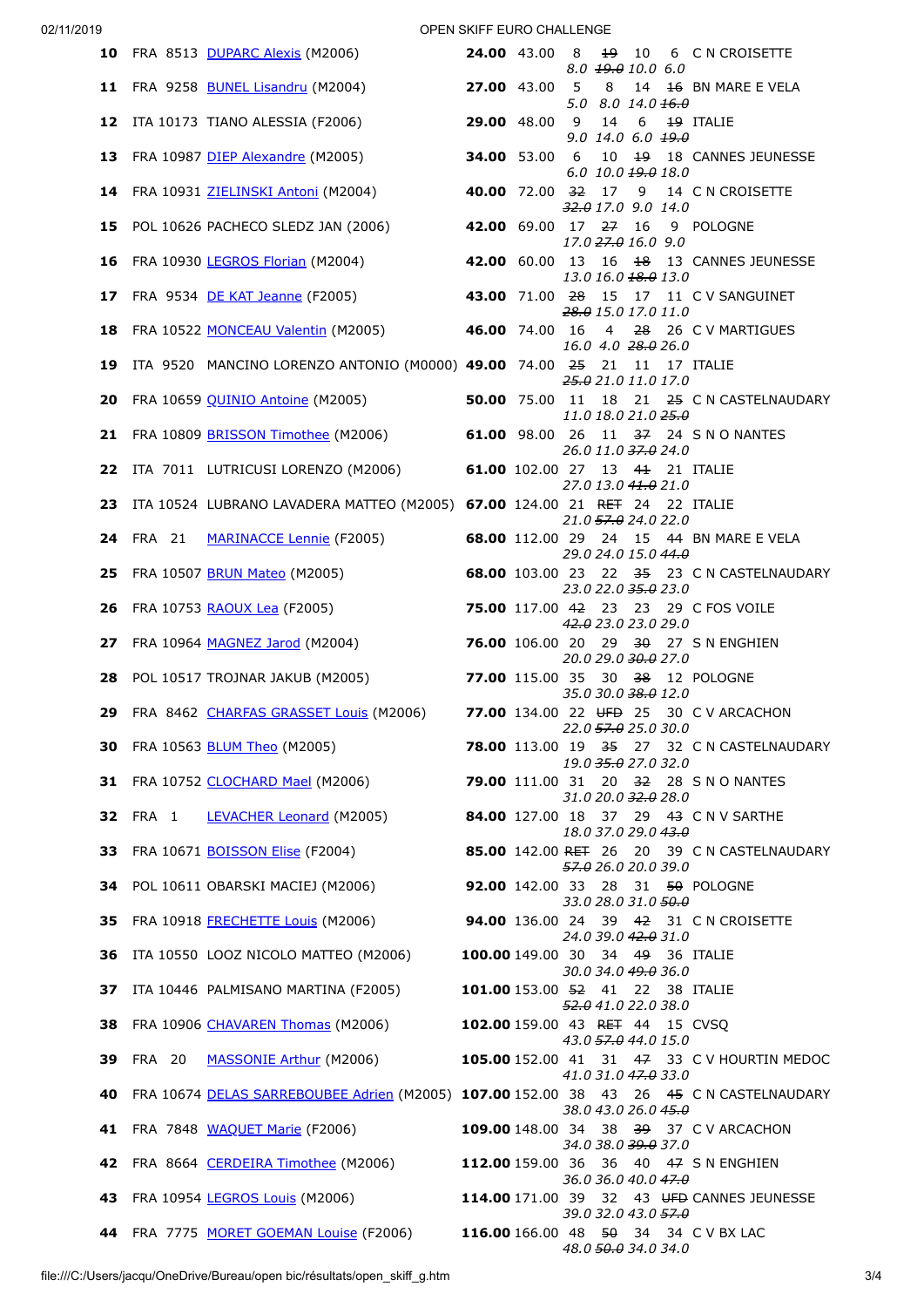| Rank | Nat | Sail | Name | Net | Total | R1 | R2 | R3 | R4 | Club |
|---|---|---|---|---|---|---|---|---|---|---|
| **10** | FRA | 8513 | DUPARC Alexis (M2006) | **24.00** | 43.00 | 8 / *8.0* | ~~19~~ / *~~19.0~~* | 10 / *10.0* | 6 / *6.0* | C N CROISETTE |
| **11** | FRA | 9258 | BUNEL Lisandru (M2004) | **27.00** | 43.00 | 5 / *5.0* | 8 / *8.0* | 14 / *14.0* | ~~16~~ / *~~16.0~~* | BN MARE E VELA |
| **12** | ITA | 10173 | TIANO ALESSIA (F2006) | **29.00** | 48.00 | 9 / *9.0* | 14 / *14.0* | 6 / *6.0* | ~~19~~ / *~~19.0~~* | ITALIE |
| **13** | FRA | 10987 | DIEP Alexandre (M2005) | **34.00** | 53.00 | 6 / *6.0* | 10 / *10.0* | ~~19~~ / *~~19.0~~* | 18 / *18.0* | CANNES JEUNESSE |
| **14** | FRA | 10931 | ZIELINSKI Antoni (M2004) | **40.00** | 72.00 | ~~32~~ / *~~32.0~~* | 17 / *17.0* | 9 / *9.0* | 14 / *14.0* | C N CROISETTE |
| **15** | POL | 10626 | PACHECO SLEDZ JAN (2006) | **42.00** | 69.00 | 17 / *17.0* | ~~27~~ / *~~27.0~~* | 16 / *16.0* | 9 / *9.0* | POLOGNE |
| **16** | FRA | 10930 | LEGROS Florian (M2004) | **42.00** | 60.00 | 13 / *13.0* | 16 / *16.0* | ~~18~~ / *~~18.0~~* | 13 / *13.0* | CANNES JEUNESSE |
| **17** | FRA | 9534 | DE KAT Jeanne (F2005) | **43.00** | 71.00 | ~~28~~ / *~~28.0~~* | 15 / *15.0* | 17 / *17.0* | 11 / *11.0* | C V SANGUINET |
| **18** | FRA | 10522 | MONCEAU Valentin (M2005) | **46.00** | 74.00 | 16 / *16.0* | 4 / *4.0* | ~~28~~ / *~~28.0~~* | 26 / *26.0* | C V MARTIGUES |
| **19** | ITA | 9520 | MANCINO LORENZO ANTONIO (M0000) | **49.00** | 74.00 | ~~25~~ / *~~25.0~~* | 21 / *21.0* | 11 / *11.0* | 17 / *17.0* | ITALIE |
| **20** | FRA | 10659 | QUINIO Antoine (M2005) | **50.00** | 75.00 | 11 / *11.0* | 18 / *18.0* | 21 / *21.0* | ~~25~~ / *~~25.0~~* | C N CASTELNAUDARY |
| **21** | FRA | 10809 | BRISSON Timothee (M2006) | **61.00** | 98.00 | 26 / *26.0* | 11 / *11.0* | ~~37~~ / *~~37.0~~* | 24 / *24.0* | S N O NANTES |
| **22** | ITA | 7011 | LUTRICUSI LORENZO (M2006) | **61.00** | 102.00 | 27 / *27.0* | 13 / *13.0* | ~~41~~ / *~~41.0~~* | 21 / *21.0* | ITALIE |
| **23** | ITA | 10524 | LUBRANO LAVADERA MATTEO (M2005) | **67.00** | 124.00 | 21 / *21.0* | ~~RET~~ / *~~57.0~~* | 24 / *24.0* | 22 / *22.0* | ITALIE |
| **24** | FRA | 21 | MARINACCE Lennie (F2005) | **68.00** | 112.00 | 29 / *29.0* | 24 / *24.0* | 15 / *15.0* | ~~44~~ / *~~44.0~~* | BN MARE E VELA |
| **25** | FRA | 10507 | BRUN Mateo (M2005) | **68.00** | 103.00 | 23 / *23.0* | 22 / *22.0* | ~~35~~ / *~~35.0~~* | 23 / *23.0* | C N CASTELNAUDARY |
| **26** | FRA | 10753 | RAOUX Lea (F2005) | **75.00** | 117.00 | ~~42~~ / *~~42.0~~* | 23 / *23.0* | 23 / *23.0* | 29 / *29.0* | C FOS VOILE |
| **27** | FRA | 10964 | MAGNEZ Jarod (M2004) | **76.00** | 106.00 | 20 / *20.0* | 29 / *29.0* | ~~30~~ / *~~30.0~~* | 27 / *27.0* | S N ENGHIEN |
| **28** | POL | 10517 | TROJNAR JAKUB (M2005) | **77.00** | 115.00 | 35 / *35.0* | 30 / *30.0* | ~~38~~ / *~~38.0~~* | 12 / *12.0* | POLOGNE |
| **29** | FRA | 8462 | CHARFAS GRASSET Louis (M2006) | **77.00** | 134.00 | 22 / *22.0* | ~~UFD~~ / *~~57.0~~* | 25 / *25.0* | 30 / *30.0* | C V ARCACHON |
| **30** | FRA | 10563 | BLUM Theo (M2005) | **78.00** | 113.00 | 19 / *19.0* | ~~35~~ / *~~35.0~~* | 27 / *27.0* | 32 / *32.0* | C N CASTELNAUDARY |
| **31** | FRA | 10752 | CLOCHARD Mael (M2006) | **79.00** | 111.00 | 31 / *31.0* | 20 / *20.0* | ~~32~~ / *~~32.0~~* | 28 / *28.0* | S N O NANTES |
| **32** | FRA | 1 | LEVACHER Leonard (M2005) | **84.00** | 127.00 | 18 / *18.0* | 37 / *37.0* | 29 / *29.0* | ~~43~~ / *~~43.0~~* | C N V SARTHE |
| **33** | FRA | 10671 | BOISSON Elise (F2004) | **85.00** | 142.00 | ~~RET~~ / *~~57.0~~* | 26 / *26.0* | 20 / *20.0* | 39 / *39.0* | C N CASTELNAUDARY |
| **34** | POL | 10611 | OBARSKI MACIEJ (M2006) | **92.00** | 142.00 | 33 / *33.0* | 28 / *28.0* | 31 / *31.0* | ~~50~~ / *~~50.0~~* | POLOGNE |
| **35** | FRA | 10918 | FRECHETTE Louis (M2006) | **94.00** | 136.00 | 24 / *24.0* | 39 / *39.0* | ~~42~~ / *~~42.0~~* | 31 / *31.0* | C N CROISETTE |
| **36** | ITA | 10550 | LOOZ NICOLO MATTEO (M2006) | **100.00** | 149.00 | 30 / *30.0* | 34 / *34.0* | ~~49~~ / *~~49.0~~* | 36 / *36.0* | ITALIE |
| **37** | ITA | 10446 | PALMISANO MARTINA (F2005) | **101.00** | 153.00 | ~~52~~ / *~~52.0~~* | 41 / *41.0* | 22 / *22.0* | 38 / *38.0* | ITALIE |
| **38** | FRA | 10906 | CHAVAREN Thomas (M2006) | **102.00** | 159.00 | 43 / *43.0* | ~~RET~~ / *~~57.0~~* | 44 / *44.0* | 15 / *15.0* | CVSQ |
| **39** | FRA | 20 | MASSONIE Arthur (M2006) | **105.00** | 152.00 | 41 / *41.0* | 31 / *31.0* | ~~47~~ / *~~47.0~~* | 33 / *33.0* | C V HOURTIN MEDOC |
| **40** | FRA | 10674 | DELAS SARREBOUBEE Adrien (M2005) | **107.00** | 152.00 | 38 / *38.0* | 43 / *43.0* | 26 / *26.0* | ~~45~~ / *~~45.0~~* | C N CASTELNAUDARY |
| **41** | FRA | 7848 | WAQUET Marie (F2006) | **109.00** | 148.00 | 34 / *34.0* | 38 / *38.0* | ~~39~~ / *~~39.0~~* | 37 / *37.0* | C V ARCACHON |
| **42** | FRA | 8664 | CERDEIRA Timothee (M2006) | **112.00** | 159.00 | 36 / *36.0* | 36 / *36.0* | 40 / *40.0* | ~~47~~ / *~~47.0~~* | S N ENGHIEN |
| **43** | FRA | 10954 | LEGROS Louis (M2006) | **114.00** | 171.00 | 39 / *39.0* | 32 / *32.0* | 43 / *43.0* | ~~UFD~~ / *~~57.0~~* | CANNES JEUNESSE |
| **44** | FRA | 7775 | MORET GOEMAN Louise (F2006) | **116.00** | 166.00 | 48 / *48.0* | ~~50~~ / *~~50.0~~* | 34 / *34.0* | 34 / *34.0* | C V BX LAC |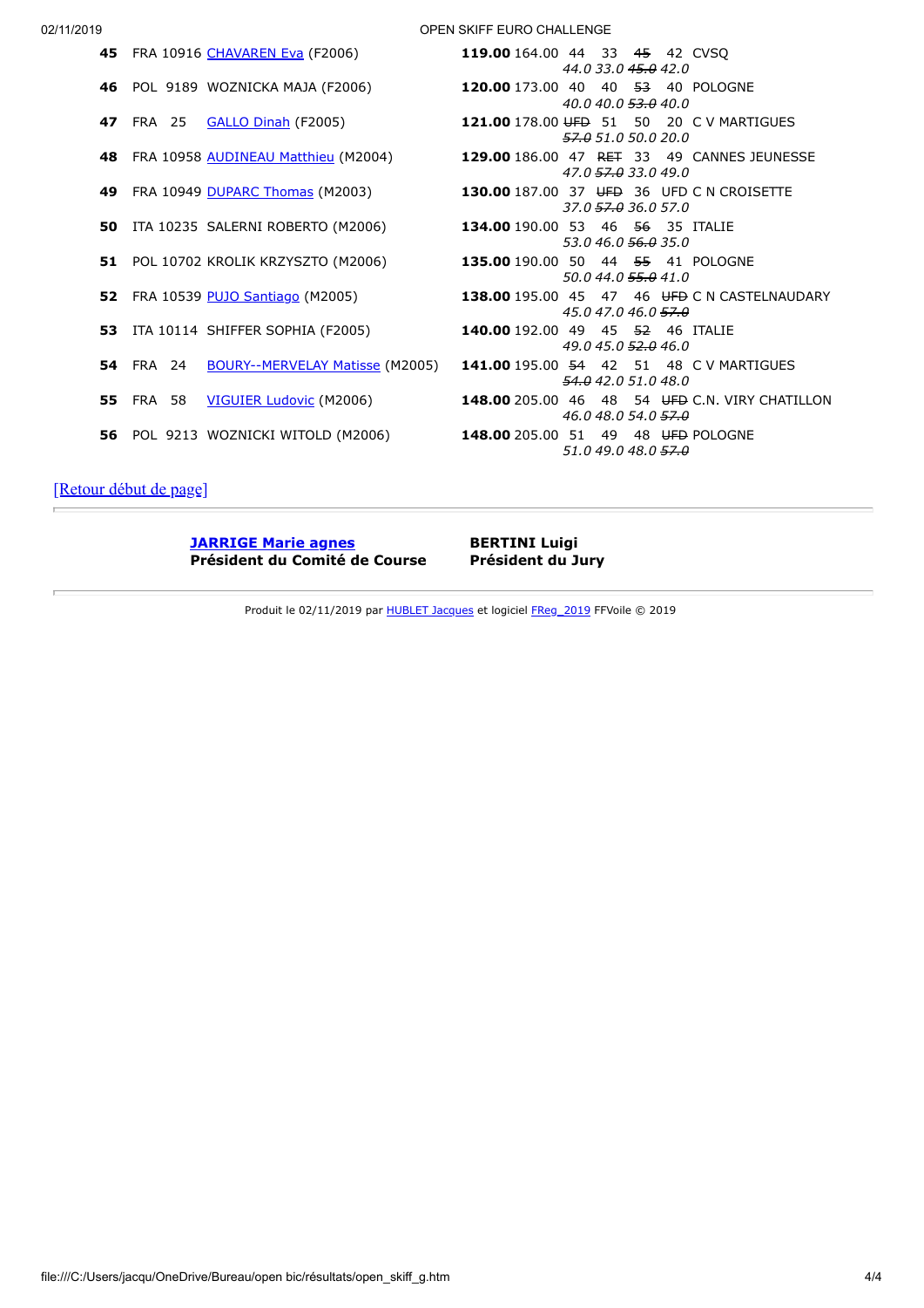| | | | | | | | | | | | |
|---|---|---|---|---|---|---|---|---|---|---|---|
| **45** | FRA | 10916 | CHAVAREN Eva (F2006) | **119.00** | 164.00 | 44<br>*44.0* | 33<br>*33.0* | ~~45~~<br>*~~45.0~~* | 42<br>*42.0* | CVSQ |
| **46** | POL | 9189 | WOZNICKA MAJA (F2006) | **120.00** | 173.00 | 40<br>*40.0* | 40<br>*40.0* | ~~53~~<br>*~~53.0~~* | 40<br>*40.0* | POLOGNE |
| **47** | FRA | 25 | GALLO Dinah (F2005) | **121.00** | 178.00 | ~~UFD~~<br>*~~57.0~~* | 51<br>*51.0* | 50<br>*50.0* | 20<br>*20.0* | C V MARTIGUES |
| **48** | FRA | 10958 | AUDINEAU Matthieu (M2004) | **129.00** | 186.00 | 47<br>*47.0* | ~~RET~~<br>*~~57.0~~* | 33<br>*33.0* | 49<br>*49.0* | CANNES JEUNESSE |
| **49** | FRA | 10949 | DUPARC Thomas (M2003) | **130.00** | 187.00 | 37<br>*37.0* | ~~UFD~~<br>*~~57.0~~* | 36<br>*36.0* | UFD<br>*57.0* | C N CROISETTE |
| **50** | ITA | 10235 | SALERNI ROBERTO (M2006) | **134.00** | 190.00 | 53<br>*53.0* | 46<br>*46.0* | ~~56~~<br>*~~56.0~~* | 35<br>*35.0* | ITALIE |
| **51** | POL | 10702 | KROLIK KRZYSZTO (M2006) | **135.00** | 190.00 | 50<br>*50.0* | 44<br>*44.0* | ~~55~~<br>*~~55.0~~* | 41<br>*41.0* | POLOGNE |
| **52** | FRA | 10539 | PUJO Santiago (M2005) | **138.00** | 195.00 | 45<br>*45.0* | 47<br>*47.0* | 46<br>*46.0* | ~~UFD~~<br>*~~57.0~~* | C N CASTELNAUDARY |
| **53** | ITA | 10114 | SHIFFER SOPHIA (F2005) | **140.00** | 192.00 | 49<br>*49.0* | 45<br>*45.0* | ~~52~~<br>*~~52.0~~* | 46<br>*46.0* | ITALIE |
| **54** | FRA | 24 | BOURY--MERVELAY Matisse (M2005) | **141.00** | 195.00 | ~~54~~<br>*~~54.0~~* | 42<br>*42.0* | 51<br>*51.0* | 48<br>*48.0* | C V MARTIGUES |
| **55** | FRA | 58 | VIGUIER Ludovic (M2006) | **148.00** | 205.00 | 46<br>*46.0* | 48<br>*48.0* | 54<br>*54.0* | ~~UFD~~<br>*~~57.0~~* | C.N. VIRY CHATILLON |
| **56** | POL | 9213 | WOZNICKI WITOLD (M2006) | **148.00** | 205.00 | 51<br>*51.0* | 49<br>*49.0* | 48<br>*48.0* | ~~UFD~~<br>*~~57.0~~* | POLOGNE |

[Retour début de page]

---

| | |
|---|---|
| **JARRIGE Marie agnes**<br>**Président du Comité de Course** | **BERTINI Luigi**<br>**Président du Jury** |

---

Produit le 02/11/2019 par HUBLET Jacques et logiciel FReg_2019 FFVoile © 2019